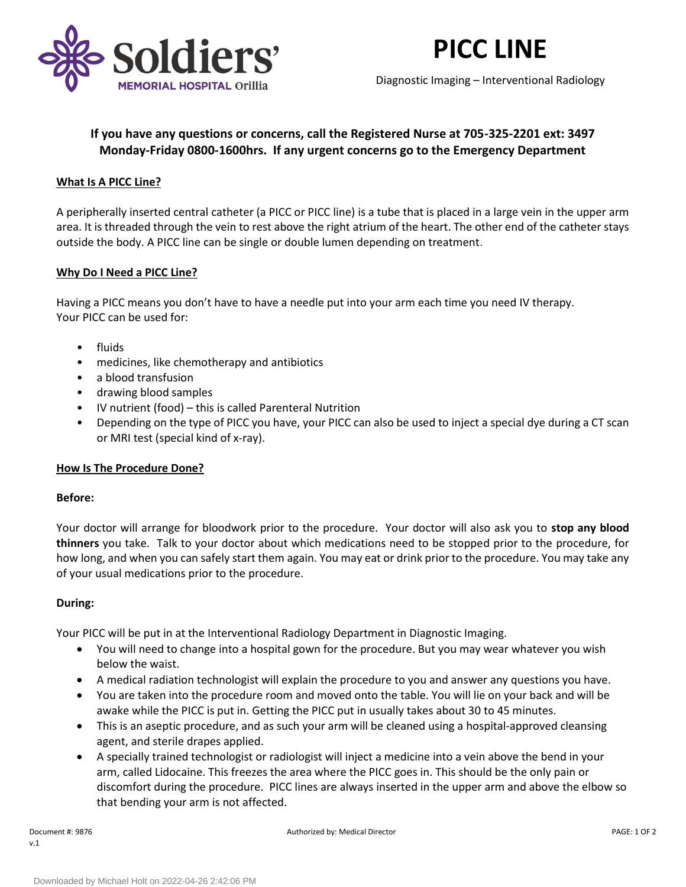# PICC LINE

Diagnostic Imaging – Interventional Radiology

**If you have any questions or concerns, call the Registered Nurse at 705-325-2201 ext: 3497 Monday-Friday 0800-1600hrs. If any urgent concerns go to the Emergency Department**

## What Is A PICC Line?

A peripherally inserted central catheter (a PICC or PICC line) is a tube that is placed in a large vein in the upper arm area. It is threaded through the vein to rest above the right atrium of the heart. The other end of the catheter stays outside the body. A PICC line can be single or double lumen depending on treatment.

## Why Do I Need a PICC Line?

Having a PICC means you don't have to have a needle put into your arm each time you need IV therapy.
Your PICC can be used for:

- fluids
- medicines, like chemotherapy and antibiotics
- a blood transfusion
- drawing blood samples
- IV nutrient (food) – this is called Parenteral Nutrition
- Depending on the type of PICC you have, your PICC can also be used to inject a special dye during a CT scan or MRI test (special kind of x-ray).

## How Is The Procedure Done?

### Before:

Your doctor will arrange for bloodwork prior to the procedure. Your doctor will also ask you to **stop any blood thinners** you take. Talk to your doctor about which medications need to be stopped prior to the procedure, for how long, and when you can safely start them again. You may eat or drink prior to the procedure. You may take any of your usual medications prior to the procedure.

### During:

Your PICC will be put in at the Interventional Radiology Department in Diagnostic Imaging.

- You will need to change into a hospital gown for the procedure. But you may wear whatever you wish below the waist.
- A medical radiation technologist will explain the procedure to you and answer any questions you have.
- You are taken into the procedure room and moved onto the table. You will lie on your back and will be awake while the PICC is put in. Getting the PICC put in usually takes about 30 to 45 minutes.
- This is an aseptic procedure, and as such your arm will be cleaned using a hospital-approved cleansing agent, and sterile drapes applied.
- A specially trained technologist or radiologist will inject a medicine into a vein above the bend in your arm, called Lidocaine. This freezes the area where the PICC goes in. This should be the only pain or discomfort during the procedure. PICC lines are always inserted in the upper arm and above the elbow so that bending your arm is not affected.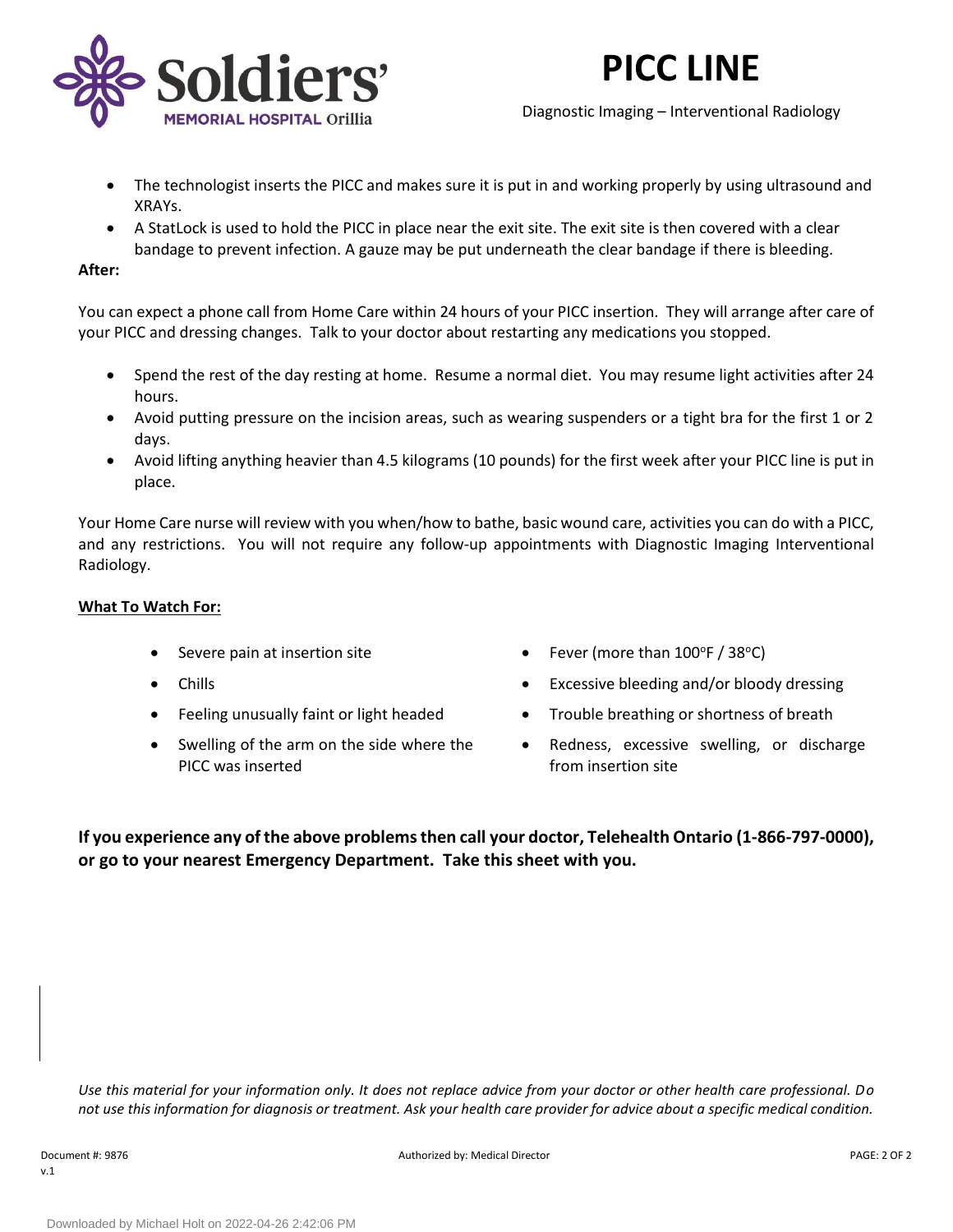- The technologist inserts the PICC and makes sure it is put in and working properly by using ultrasound and XRAYs.
- A StatLock is used to hold the PICC in place near the exit site. The exit site is then covered with a clear bandage to prevent infection. A gauze may be put underneath the clear bandage if there is bleeding.

**After:**

You can expect a phone call from Home Care within 24 hours of your PICC insertion. They will arrange after care of your PICC and dressing changes. Talk to your doctor about restarting any medications you stopped.

- Spend the rest of the day resting at home. Resume a normal diet. You may resume light activities after 24 hours.
- Avoid putting pressure on the incision areas, such as wearing suspenders or a tight bra for the first 1 or 2 days.
- Avoid lifting anything heavier than 4.5 kilograms (10 pounds) for the first week after your PICC line is put in place.

Your Home Care nurse will review with you when/how to bathe, basic wound care, activities you can do with a PICC, and any restrictions. You will not require any follow-up appointments with Diagnostic Imaging Interventional Radiology.

**What To Watch For:**

- Severe pain at insertion site
- Chills
- Feeling unusually faint or light headed
- Swelling of the arm on the side where the PICC was inserted
- Fever (more than 100°F / 38°C)
- Excessive bleeding and/or bloody dressing
- Trouble breathing or shortness of breath
- Redness, excessive swelling, or discharge from insertion site

**If you experience any of the above problems then call your doctor, Telehealth Ontario (1-866-797-0000), or go to your nearest Emergency Department. Take this sheet with you.**

*Use this material for your information only. It does not replace advice from your doctor or other health care professional. Do not use this information for diagnosis or treatment. Ask your health care provider for advice about a specific medical condition.*